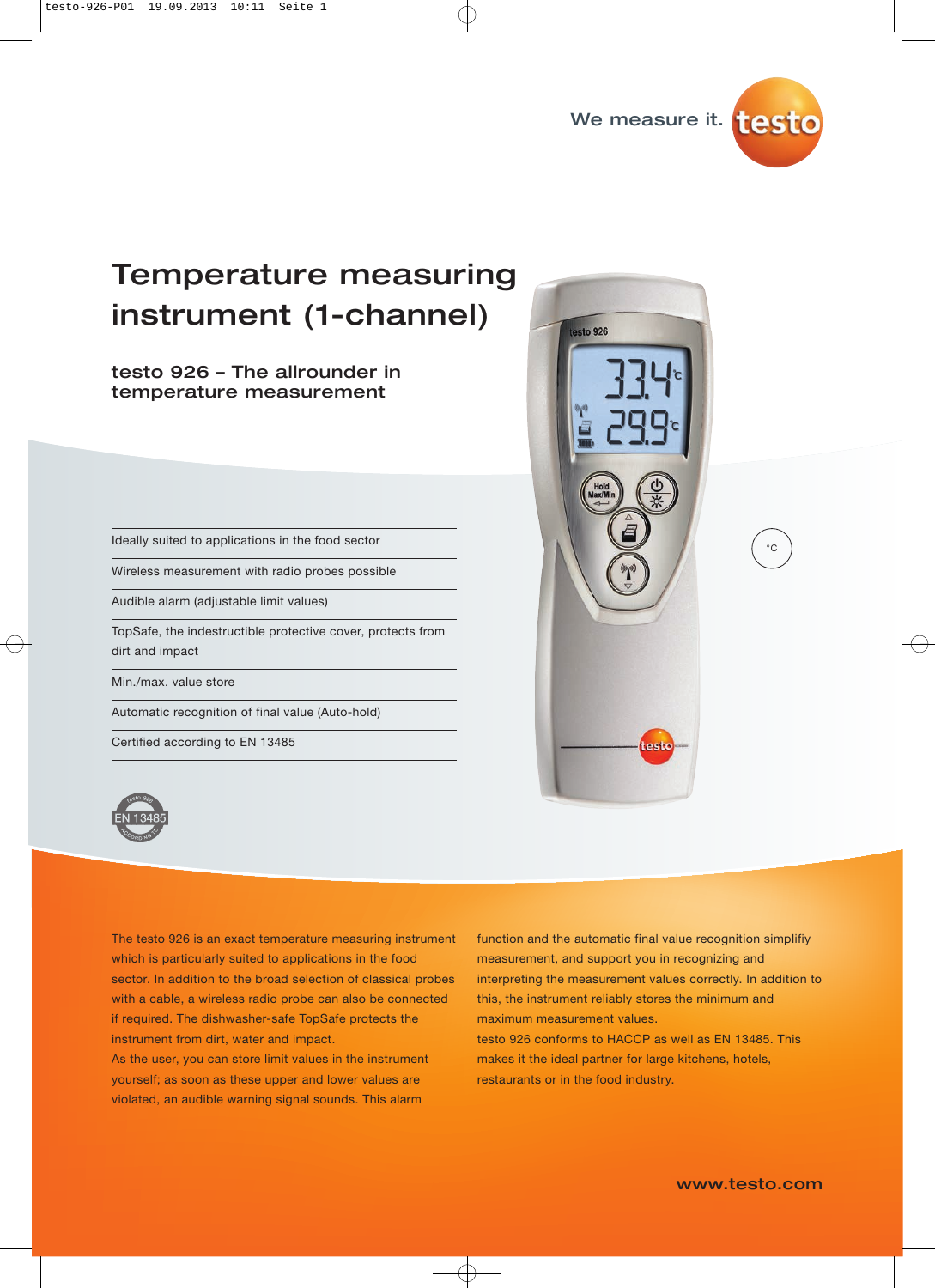We measure it. testo

# Temperature measuring instrument (1-channel)

## testo 926 – The allrounder in temperature measurement

- Ideally suited to applications in the food sector
- Wireless measurement with radio probes possible
- Audible alarm (adjustable limit values)
- TopSafe, the indestructible protective cover, protects from dirt and impact
- Min./max. value store
- Automatic recognition of final value (Auto-hold)
- Certified according to EN 13485

°C

The testo 926 is an exact temperature measuring instrument which is particularly suited to applications in the food sector. In addition to the broad selection of classical probes with a cable, a wireless radio probe can also be connected if required. The dishwasher-safe TopSafe protects the instrument from dirt, water and impact.
As the user, you can store limit values in the instrument yourself; as soon as these upper and lower values are violated, an audible warning signal sounds. This alarm function and the automatic final value recognition simplify measurement, and support you in recognizing and interpreting the measurement values correctly. In addition to this, the instrument reliably stores the minimum and maximum measurement values.
testo 926 conforms to HACCP as well as EN 13485. This makes it the ideal partner for large kitchens, hotels, restaurants or in the food industry.

www.testo.com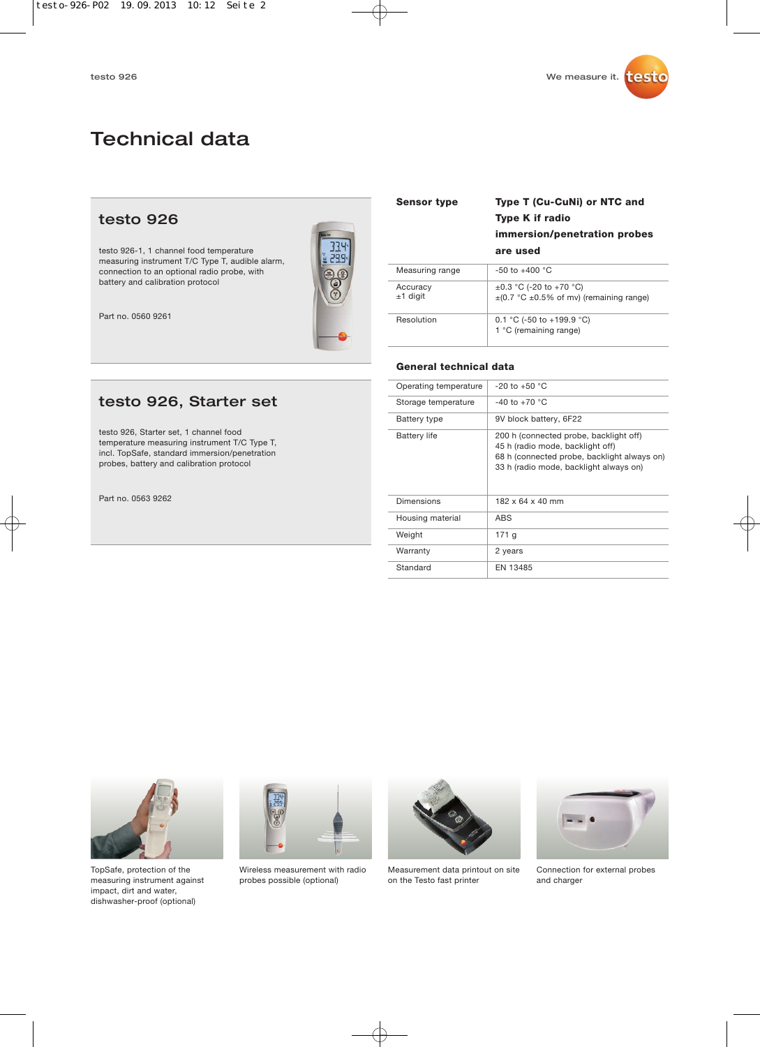# Technical data

## testo 926

testo 926-1, 1 channel food temperature measuring instrument T/C Type T, audible alarm, connection to an optional radio probe, with battery and calibration protocol

Part no. 0560 9261

## testo 926, Starter set

testo 926, Starter set, 1 channel food temperature measuring instrument T/C Type T, incl. TopSafe, standard immersion/penetration probes, battery and calibration protocol

Part no. 0563 9262

| **Sensor type** | **Type T (Cu-CuNi) or NTC and Type K if radio immersion/penetration probes are used** |
|---|---|
| Measuring range | -50 to +400 °C |
| Accuracy ±1 digit | ±0.3 °C (-20 to +70 °C)<br>±(0.7 °C ±0.5% of mv) (remaining range) |
| Resolution | 0.1 °C (-50 to +199.9 °C)<br>1 °C (remaining range) |

### General technical data

| | |
|---|---|
| Operating temperature | -20 to +50 °C |
| Storage temperature | -40 to +70 °C |
| Battery type | 9V block battery, 6F22 |
| Battery life | 200 h (connected probe, backlight off)<br>45 h (radio mode, backlight off)<br>68 h (connected probe, backlight always on)<br>33 h (radio mode, backlight always on) |
| Dimensions | 182 x 64 x 40 mm |
| Housing material | ABS |
| Weight | 171 g |
| Warranty | 2 years |
| Standard | EN 13485 |

TopSafe, protection of the measuring instrument against impact, dirt and water, dishwasher-proof (optional)

Wireless measurement with radio probes possible (optional)

Measurement data printout on site on the Testo fast printer

Connection for external probes and charger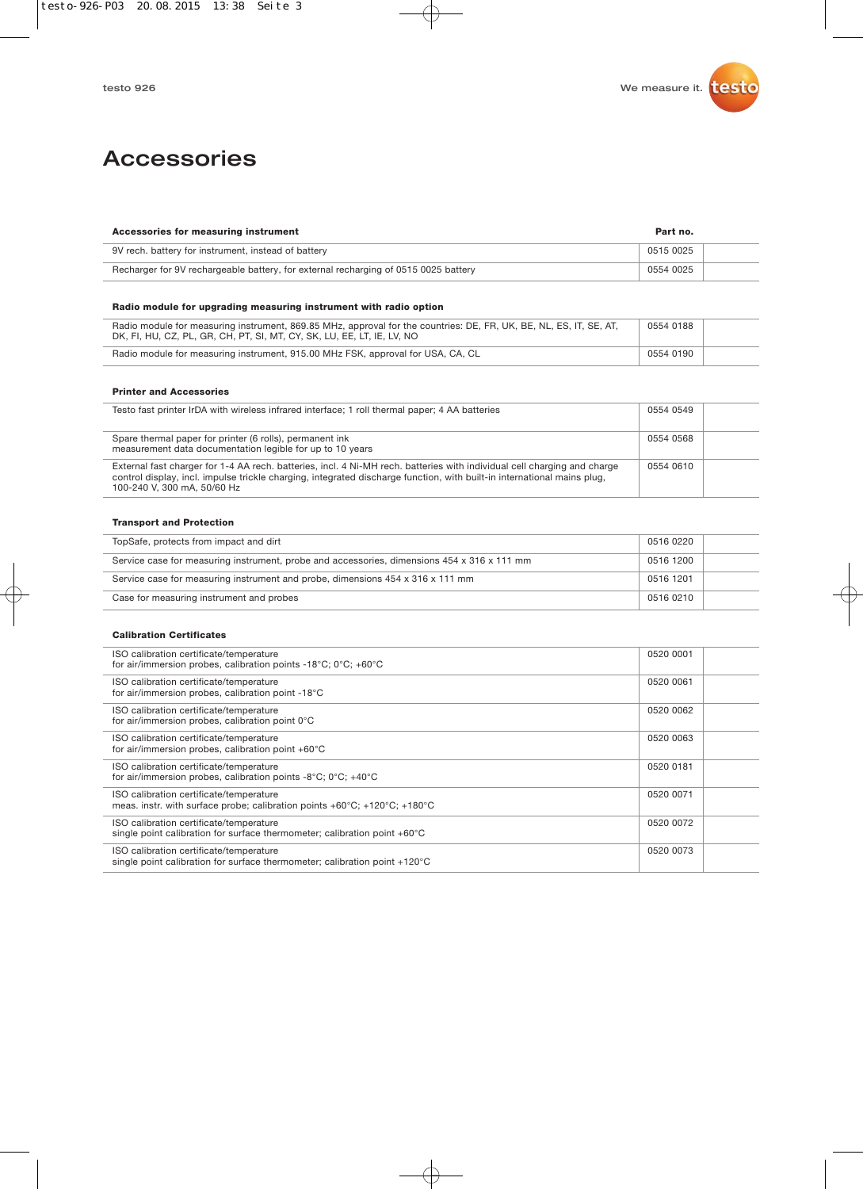# Accessories

| Accessories for measuring instrument | Part no. |
|---|---|
| 9V rech. battery for instrument, instead of battery | 0515 0025 |
| Recharger for 9V rechargeable battery, for external recharging of 0515 0025 battery | 0554 0025 |
| **Radio module for upgrading measuring instrument with radio option** | |
| Radio module for measuring instrument, 869.85 MHz, approval for the countries: DE, FR, UK, BE, NL, ES, IT, SE, AT, DK, FI, HU, CZ, PL, GR, CH, PT, SI, MT, CY, SK, LU, EE, LT, IE, LV, NO | 0554 0188 |
| Radio module for measuring instrument, 915.00 MHz FSK, approval for USA, CA, CL | 0554 0190 |
| **Printer and Accessories** | |
| Testo fast printer IrDA with wireless infrared interface; 1 roll thermal paper; 4 AA batteries | 0554 0549 |
| Spare thermal paper for printer (6 rolls), permanent ink measurement data documentation legible for up to 10 years | 0554 0568 |
| External fast charger for 1-4 AA rech. batteries, incl. 4 Ni-MH rech. batteries with individual cell charging and charge control display, incl. impulse trickle charging, integrated discharge function, with built-in international mains plug, 100-240 V, 300 mA, 50/60 Hz | 0554 0610 |
| **Transport and Protection** | |
| TopSafe, protects from impact and dirt | 0516 0220 |
| Service case for measuring instrument, probe and accessories, dimensions 454 x 316 x 111 mm | 0516 1200 |
| Service case for measuring instrument and probe, dimensions 454 x 316 x 111 mm | 0516 1201 |
| Case for measuring instrument and probes | 0516 0210 |
| **Calibration Certificates** | |
| ISO calibration certificate/temperature for air/immersion probes, calibration points -18°C; 0°C; +60°C | 0520 0001 |
| ISO calibration certificate/temperature for air/immersion probes, calibration point -18°C | 0520 0061 |
| ISO calibration certificate/temperature for air/immersion probes, calibration point 0°C | 0520 0062 |
| ISO calibration certificate/temperature for air/immersion probes, calibration point +60°C | 0520 0063 |
| ISO calibration certificate/temperature for air/immersion probes, calibration points -8°C; 0°C; +40°C | 0520 0181 |
| ISO calibration certificate/temperature meas. instr. with surface probe; calibration points +60°C; +120°C; +180°C | 0520 0071 |
| ISO calibration certificate/temperature single point calibration for surface thermometer; calibration point +60°C | 0520 0072 |
| ISO calibration certificate/temperature single point calibration for surface thermometer; calibration point +120°C | 0520 0073 |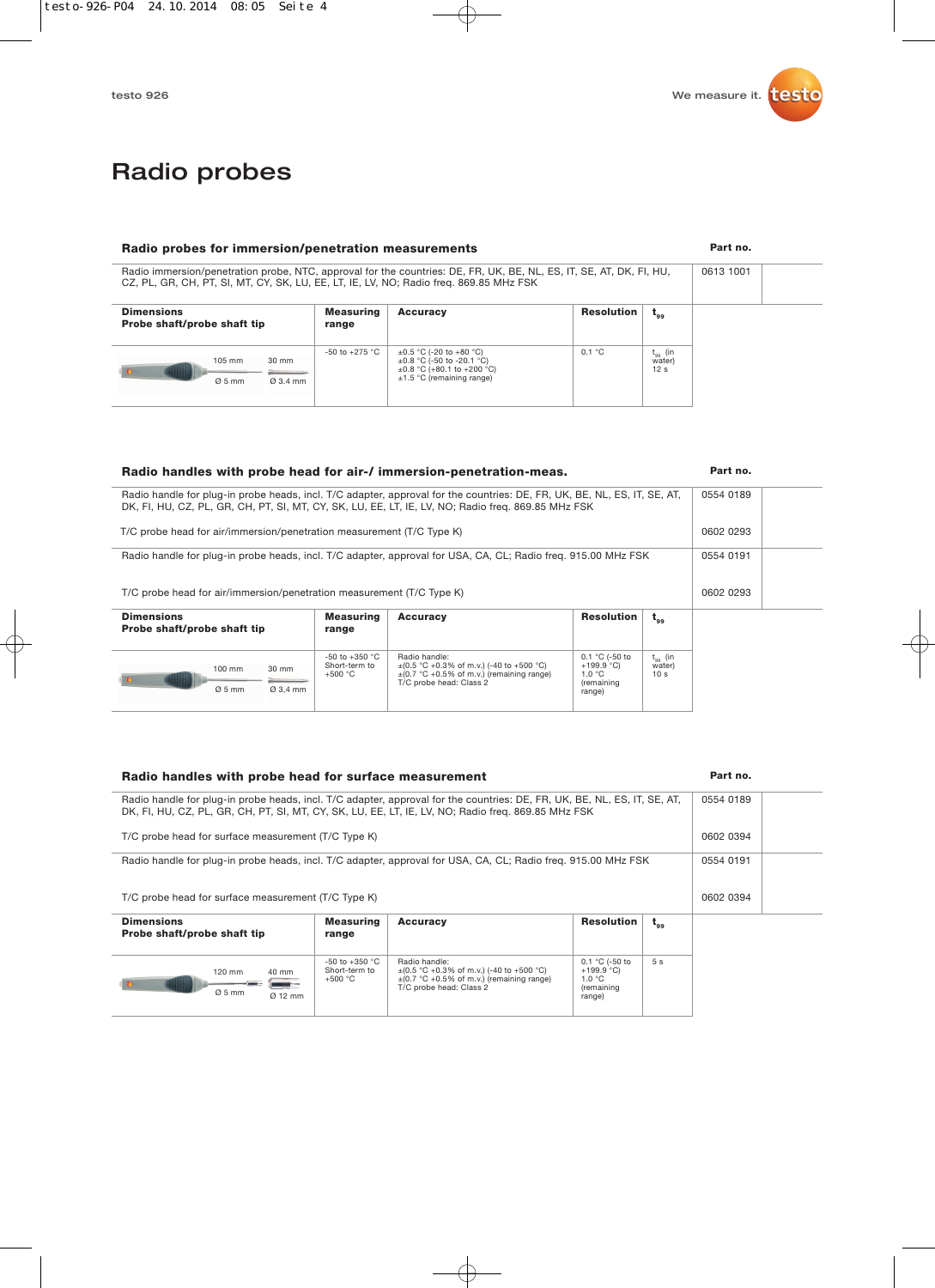# Radio probes

## Radio probes for immersion/penetration measurements

| | Part no. |
|---|---|
| Radio immersion/penetration probe, NTC, approval for the countries: DE, FR, UK, BE, NL, ES, IT, SE, AT, DK, FI, HU, CZ, PL, GR, CH, PT, SI, MT, CY, SK, LU, EE, LT, IE, LV, NO; Radio freq. 869.85 MHz FSK | 0613 1001 |

| Dimensions Probe shaft/probe shaft tip | Measuring range | Accuracy | Resolution | $t_{99}$ |
|---|---|---|---|---|
| 105 mm, Ø 5 mm / 30 mm, Ø 3.4 mm | -50 to +275 °C | ±0.5 °C (-20 to +80 °C)<br>±0.8 °C (-50 to -20.1 °C)<br>±0.8 °C (+80.1 to +200 °C)<br>±1.5 °C (remaining range) | 0.1 °C | $t_{99}$ (in water) 12 s |

## Radio handles with probe head for air-/ immersion-penetration-meas.

| | Part no. |
|---|---|
| Radio handle for plug-in probe heads, incl. T/C adapter, approval for the countries: DE, FR, UK, BE, NL, ES, IT, SE, AT, DK, FI, HU, CZ, PL, GR, CH, PT, SI, MT, CY, SK, LU, EE, LT, IE, LV, NO; Radio freq. 869.85 MHz FSK | 0554 0189 |
| T/C probe head for air/immersion/penetration measurement (T/C Type K) | 0602 0293 |
| Radio handle for plug-in probe heads, incl. T/C adapter, approval for USA, CA, CL; Radio freq. 915.00 MHz FSK | 0554 0191 |
| T/C probe head for air/immersion/penetration measurement (T/C Type K) | 0602 0293 |

| Dimensions Probe shaft/probe shaft tip | Measuring range | Accuracy | Resolution | $t_{99}$ |
|---|---|---|---|---|
| 100 mm, Ø 5 mm / 30 mm, Ø 3,4 mm | -50 to +350 °C Short-term to +500 °C | Radio handle:<br>±(0.5 °C +0.3% of m.v.) (-40 to +500 °C)<br>±(0.7 °C +0.5% of m.v.) (remaining range)<br>T/C probe head: Class 2 | 0.1 °C (-50 to +199.9 °C)<br>1.0 °C (remaining range) | $t_{99}$ (in water) 10 s |

## Radio handles with probe head for surface measurement

| | Part no. |
|---|---|
| Radio handle for plug-in probe heads, incl. T/C adapter, approval for the countries: DE, FR, UK, BE, NL, ES, IT, SE, AT, DK, FI, HU, CZ, PL, GR, CH, PT, SI, MT, CY, SK, LU, EE, LT, IE, LV, NO; Radio freq. 869.85 MHz FSK | 0554 0189 |
| T/C probe head for surface measurement (T/C Type K) | 0602 0394 |
| Radio handle for plug-in probe heads, incl. T/C adapter, approval for USA, CA, CL; Radio freq. 915.00 MHz FSK | 0554 0191 |
| T/C probe head for surface measurement (T/C Type K) | 0602 0394 |

| Dimensions Probe shaft/probe shaft tip | Measuring range | Accuracy | Resolution | $t_{99}$ |
|---|---|---|---|---|
| 120 mm, Ø 5 mm / 40 mm, Ø 12 mm | -50 to +350 °C Short-term to +500 °C | Radio handle:<br>±(0.5 °C +0.3% of m.v.) (-40 to +500 °C)<br>±(0.7 °C +0.5% of m.v.) (remaining range)<br>T/C probe head: Class 2 | 0.1 °C (-50 to +199.9 °C)<br>1.0 °C (remaining range) | 5 s |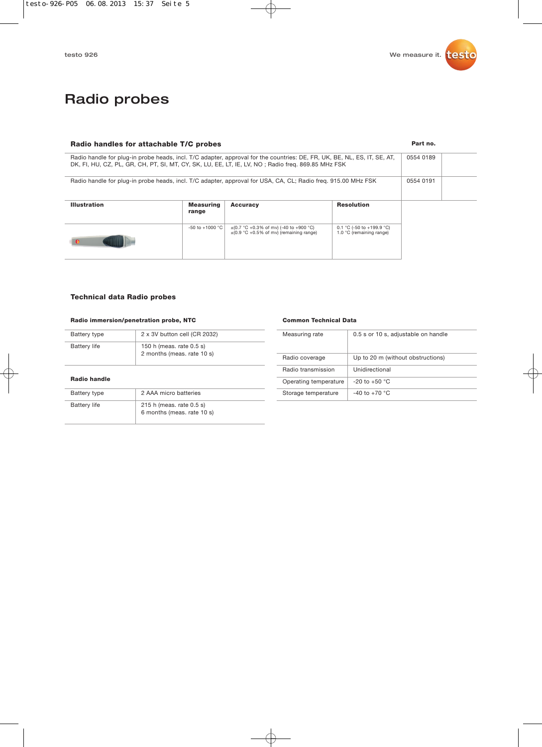# Radio probes

## Radio handles for attachable T/C probes

| Radio handles for attachable T/C probes | Part no. |
|---|---|
| Radio handle for plug-in probe heads, incl. T/C adapter, approval for the countries: DE, FR, UK, BE, NL, ES, IT, SE, AT, DK, FI, HU, CZ, PL, GR, CH, PT, SI, MT, CY, SK, LU, EE, LT, IE, LV, NO ; Radio freq. 869.85 MHz FSK | 0554 0189 |
| Radio handle for plug-in probe heads, incl. T/C adapter, approval for USA, CA, CL; Radio freq. 915.00 MHz FSK | 0554 0191 |

| Illustration | Measuring range | Accuracy | Resolution |
|---|---|---|---|
| | -50 to +1000 °C | ±(0.7 °C +0.3% of mv) (-40 to +900 °C)<br>±(0.9 °C +0.5% of mv) (remaining range) | 0.1 °C (-50 to +199.9 °C)<br>1.0 °C (remaining range) |

## Technical data Radio probes

### Radio immersion/penetration probe, NTC

| | |
|---|---|
| Battery type | 2 x 3V button cell (CR 2032) |
| Battery life | 150 h (meas. rate 0.5 s)<br>2 months (meas. rate 10 s) |

### Radio handle

| | |
|---|---|
| Battery type | 2 AAA micro batteries |
| Battery life | 215 h (meas. rate 0.5 s)<br>6 months (meas. rate 10 s) |

### Common Technical Data

| | |
|---|---|
| Measuring rate | 0.5 s or 10 s, adjustable on handle |
| Radio coverage | Up to 20 m (without obstructions) |
| Radio transmission | Unidirectional |
| Operating temperature | -20 to +50 °C |
| Storage temperature | -40 to +70 °C |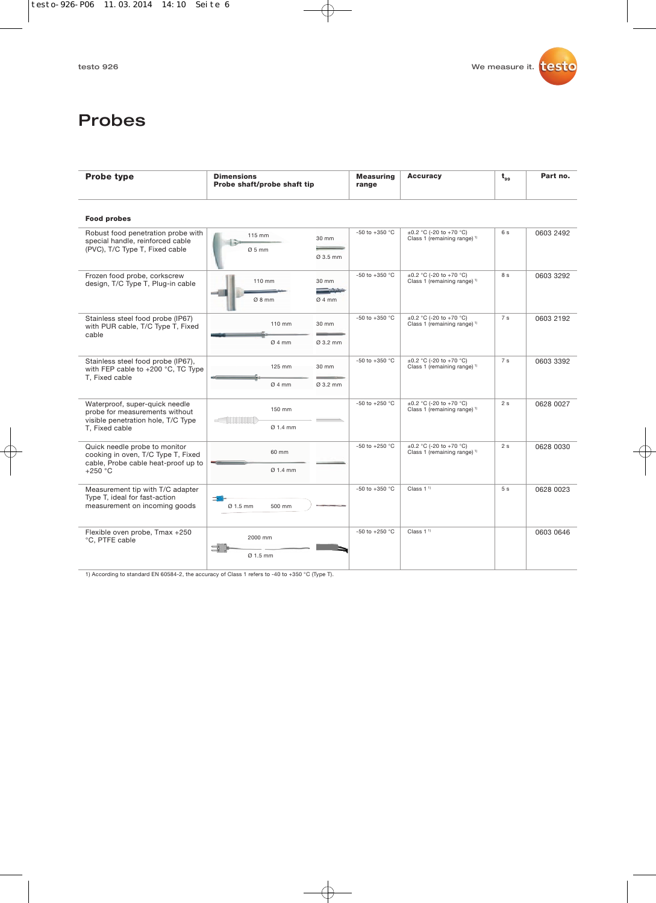# Probes

| Probe type | Dimensions Probe shaft/probe shaft tip | Measuring range | Accuracy | $t_{99}$ | Part no. |
|---|---|---|---|---|---|
| **Food probes** | | | | | |
| Robust food penetration probe with special handle, reinforced cable (PVC), T/C Type T, Fixed cable | 115 mm, Ø 5 mm / 30 mm, Ø 3.5 mm | -50 to +350 °C | ±0.2 °C (-20 to +70 °C) Class 1 (remaining range) [1] | 6 s | 0603 2492 |
| Frozen food probe, corkscrew design, T/C Type T, Plug-in cable | 110 mm, Ø 8 mm / 30 mm, Ø 4 mm | -50 to +350 °C | ±0.2 °C (-20 to +70 °C) Class 1 (remaining range) [1] | 8 s | 0603 3292 |
| Stainless steel food probe (IP67) with PUR cable, T/C Type T, Fixed cable | 110 mm, Ø 4 mm / 30 mm, Ø 3.2 mm | -50 to +350 °C | ±0.2 °C (-20 to +70 °C) Class 1 (remaining range) [1] | 7 s | 0603 2192 |
| Stainless steel food probe (IP67), with FEP cable to +200 °C, TC Type T, Fixed cable | 125 mm, Ø 4 mm / 30 mm, Ø 3.2 mm | -50 to +350 °C | ±0.2 °C (-20 to +70 °C) Class 1 (remaining range) [1] | 7 s | 0603 3392 |
| Waterproof, super-quick needle probe for measurements without visible penetration hole, T/C Type T, Fixed cable | 150 mm, Ø 1.4 mm | -50 to +250 °C | ±0.2 °C (-20 to +70 °C) Class 1 (remaining range) [1] | 2 s | 0628 0027 |
| Quick needle probe to monitor cooking in oven, T/C Type T, Fixed cable, Probe cable heat-proof up to +250 °C | 60 mm, Ø 1.4 mm | -50 to +250 °C | ±0.2 °C (-20 to +70 °C) Class 1 (remaining range) [1] | 2 s | 0628 0030 |
| Measurement tip with T/C adapter Type T, ideal for fast-action measurement on incoming goods | Ø 1.5 mm, 500 mm | -50 to +350 °C | Class 1 [1] | 5 s | 0628 0023 |
| Flexible oven probe, Tmax +250 °C, PTFE cable | 2000 mm, Ø 1.5 mm | -50 to +250 °C | Class 1 [1] | | 0603 0646 |

1) According to standard EN 60584-2, the accuracy of Class 1 refers to -40 to +350 °C (Type T).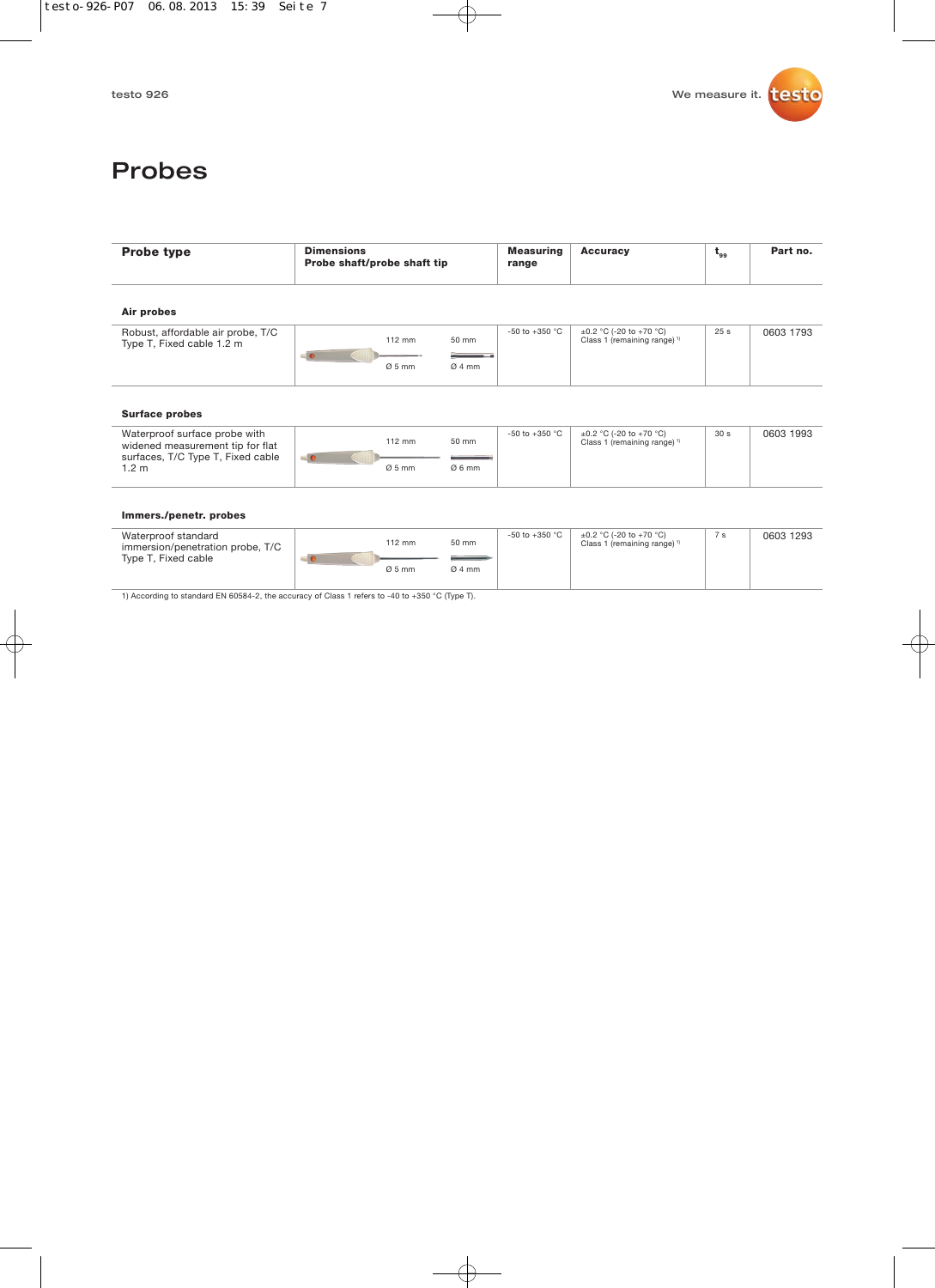# Probes

| Probe type | Dimensions Probe shaft/probe shaft tip | Measuring range | Accuracy | $t_{99}$ | Part no. |
|---|---|---|---|---|---|
| **Air probes** | | | | | |
| Robust, affordable air probe, T/C Type T, Fixed cable 1.2 m | 112 mm, Ø 5 mm / 50 mm, Ø 4 mm | -50 to +350 °C | ±0.2 °C (-20 to +70 °C) Class 1 (remaining range) [1] | 25 s | 0603 1793 |
| **Surface probes** | | | | | |
| Waterproof surface probe with widened measurement tip for flat surfaces, T/C Type T, Fixed cable 1.2 m | 112 mm, Ø 5 mm / 50 mm, Ø 6 mm | -50 to +350 °C | ±0.2 °C (-20 to +70 °C) Class 1 (remaining range) [1] | 30 s | 0603 1993 |
| **Immers./penetr. probes** | | | | | |
| Waterproof standard immersion/penetration probe, T/C Type T, Fixed cable | 112 mm, Ø 5 mm / 50 mm, Ø 4 mm | -50 to +350 °C | ±0.2 °C (-20 to +70 °C) Class 1 (remaining range) [1] | 7 s | 0603 1293 |

1) According to standard EN 60584-2, the accuracy of Class 1 refers to -40 to +350 °C (Type T).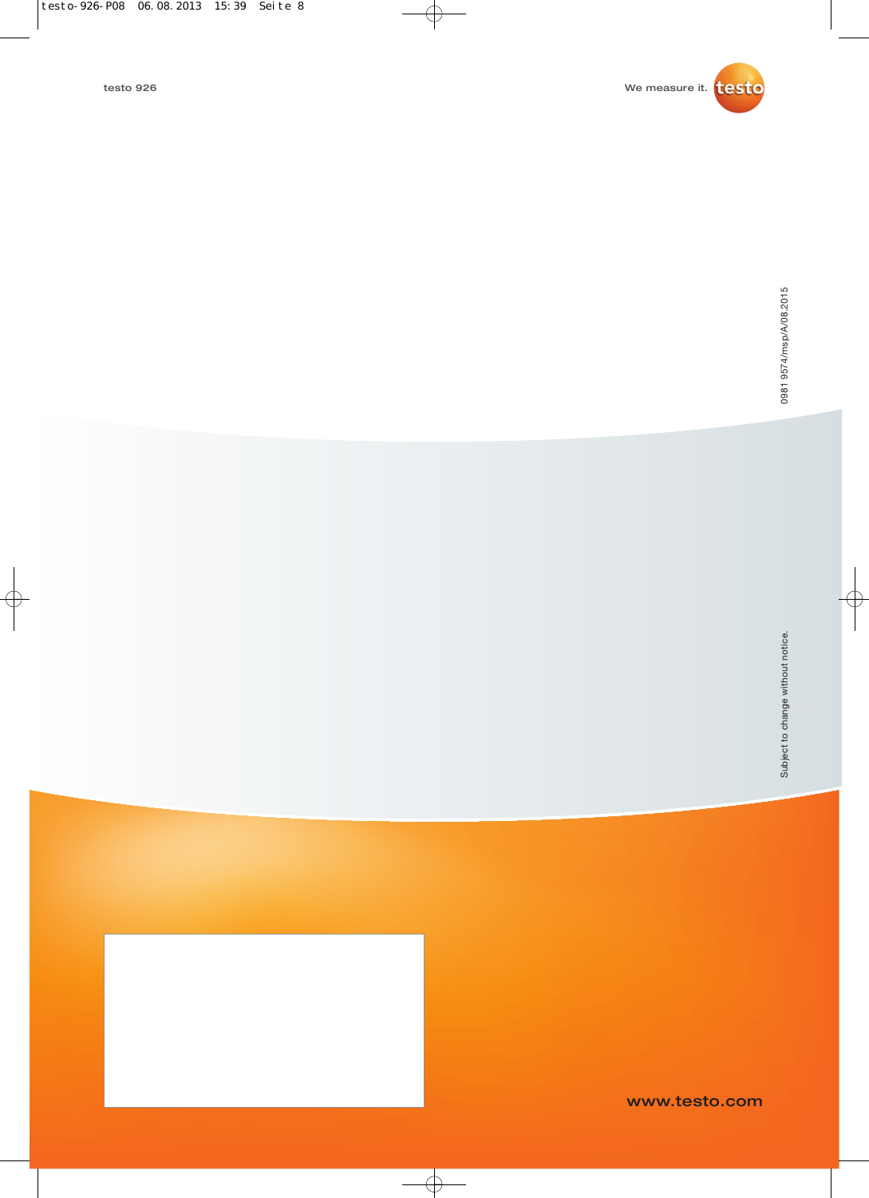testo 926

We measure it. testo

0981 9574/msp/A/08.2015

Subject to change without notice.

www.testo.com